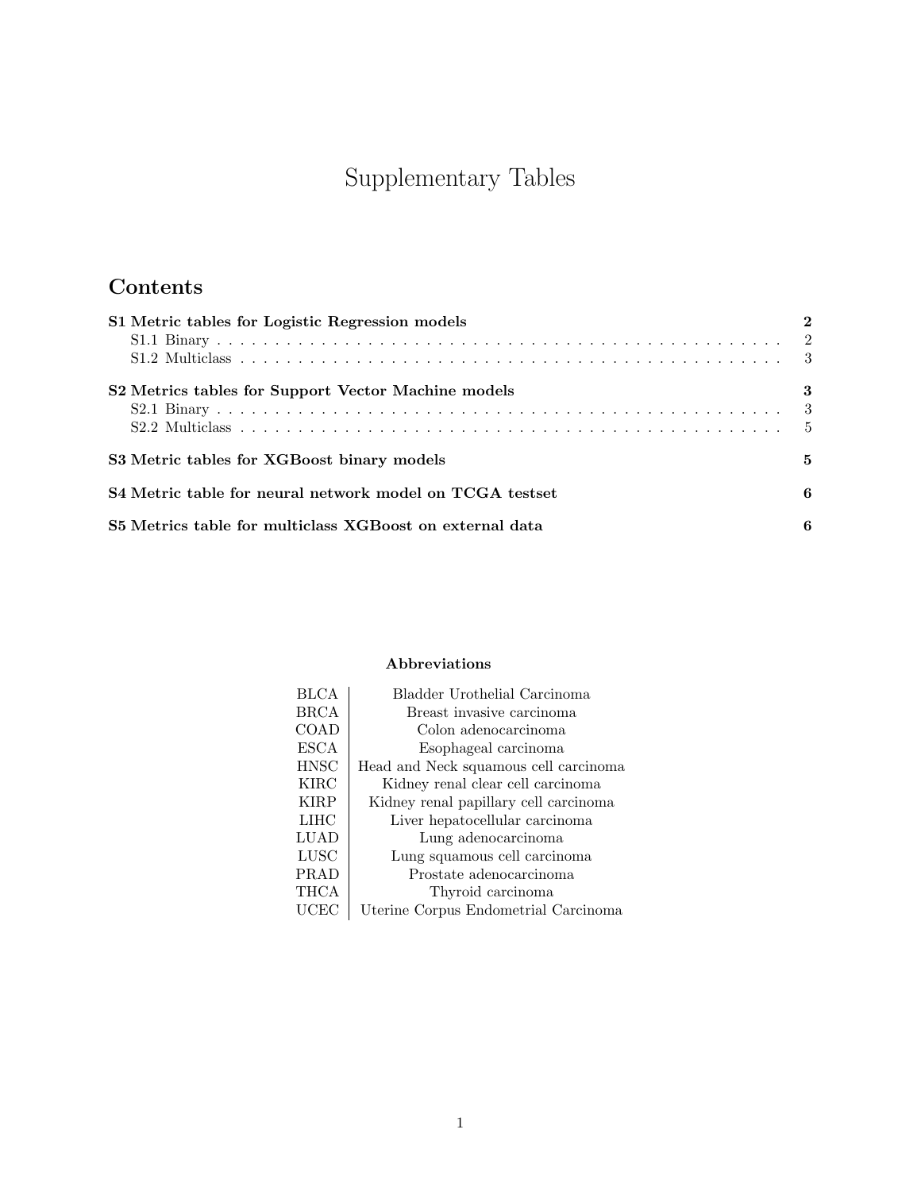# Supplementary Tables

## Contents

**S1 Metric tables for Logistic Regression models** — **2**
- S1.1 Binary — 2
- S1.2 Multiclass — 3

**S2 Metrics tables for Support Vector Machine models** — **3**
- S2.1 Binary — 3
- S2.2 Multiclass — 5

**S3 Metric tables for XGBoost binary models** — **5**

**S4 Metric table for neural network model on TCGA testset** — **6**

**S5 Metrics table for multiclass XGBoost on external data** — **6**

**Abbreviations**

| | |
|---|---|
| BLCA | Bladder Urothelial Carcinoma |
| BRCA | Breast invasive carcinoma |
| COAD | Colon adenocarcinoma |
| ESCA | Esophageal carcinoma |
| HNSC | Head and Neck squamous cell carcinoma |
| KIRC | Kidney renal clear cell carcinoma |
| KIRP | Kidney renal papillary cell carcinoma |
| LIHC | Liver hepatocellular carcinoma |
| LUAD | Lung adenocarcinoma |
| LUSC | Lung squamous cell carcinoma |
| PRAD | Prostate adenocarcinoma |
| THCA | Thyroid carcinoma |
| UCEC | Uterine Corpus Endometrial Carcinoma |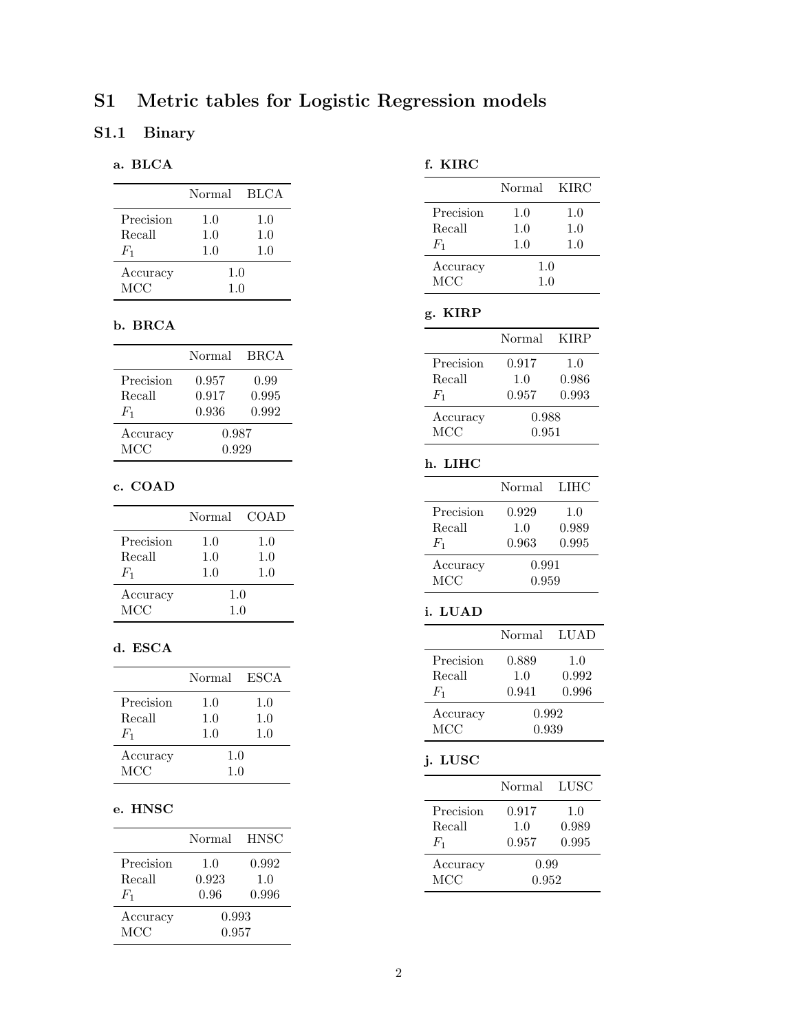# S1 Metric tables for Logistic Regression models

## S1.1 Binary

### a. BLCA

| | Normal | BLCA |
|---|---|---|
| Precision | 1.0 | 1.0 |
| Recall | 1.0 | 1.0 |
| $F_1$ | 1.0 | 1.0 |
| Accuracy | 1.0 | |
| MCC | 1.0 | |

### b. BRCA

| | Normal | BRCA |
|---|---|---|
| Precision | 0.957 | 0.99 |
| Recall | 0.917 | 0.995 |
| $F_1$ | 0.936 | 0.992 |
| Accuracy | 0.987 | |
| MCC | 0.929 | |

### c. COAD

| | Normal | COAD |
|---|---|---|
| Precision | 1.0 | 1.0 |
| Recall | 1.0 | 1.0 |
| $F_1$ | 1.0 | 1.0 |
| Accuracy | 1.0 | |
| MCC | 1.0 | |

### d. ESCA

| | Normal | ESCA |
|---|---|---|
| Precision | 1.0 | 1.0 |
| Recall | 1.0 | 1.0 |
| $F_1$ | 1.0 | 1.0 |
| Accuracy | 1.0 | |
| MCC | 1.0 | |

### e. HNSC

| | Normal | HNSC |
|---|---|---|
| Precision | 1.0 | 0.992 |
| Recall | 0.923 | 1.0 |
| $F_1$ | 0.96 | 0.996 |
| Accuracy | 0.993 | |
| MCC | 0.957 | |

### f. KIRC

| | Normal | KIRC |
|---|---|---|
| Precision | 1.0 | 1.0 |
| Recall | 1.0 | 1.0 |
| $F_1$ | 1.0 | 1.0 |
| Accuracy | 1.0 | |
| MCC | 1.0 | |

### g. KIRP

| | Normal | KIRP |
|---|---|---|
| Precision | 0.917 | 1.0 |
| Recall | 1.0 | 0.986 |
| $F_1$ | 0.957 | 0.993 |
| Accuracy | 0.988 | |
| MCC | 0.951 | |

### h. LIHC

| | Normal | LIHC |
|---|---|---|
| Precision | 0.929 | 1.0 |
| Recall | 1.0 | 0.989 |
| $F_1$ | 0.963 | 0.995 |
| Accuracy | 0.991 | |
| MCC | 0.959 | |

### i. LUAD

| | Normal | LUAD |
|---|---|---|
| Precision | 0.889 | 1.0 |
| Recall | 1.0 | 0.992 |
| $F_1$ | 0.941 | 0.996 |
| Accuracy | 0.992 | |
| MCC | 0.939 | |

### j. LUSC

| | Normal | LUSC |
|---|---|---|
| Precision | 0.917 | 1.0 |
| Recall | 1.0 | 0.989 |
| $F_1$ | 0.957 | 0.995 |
| Accuracy | 0.99 | |
| MCC | 0.952 | |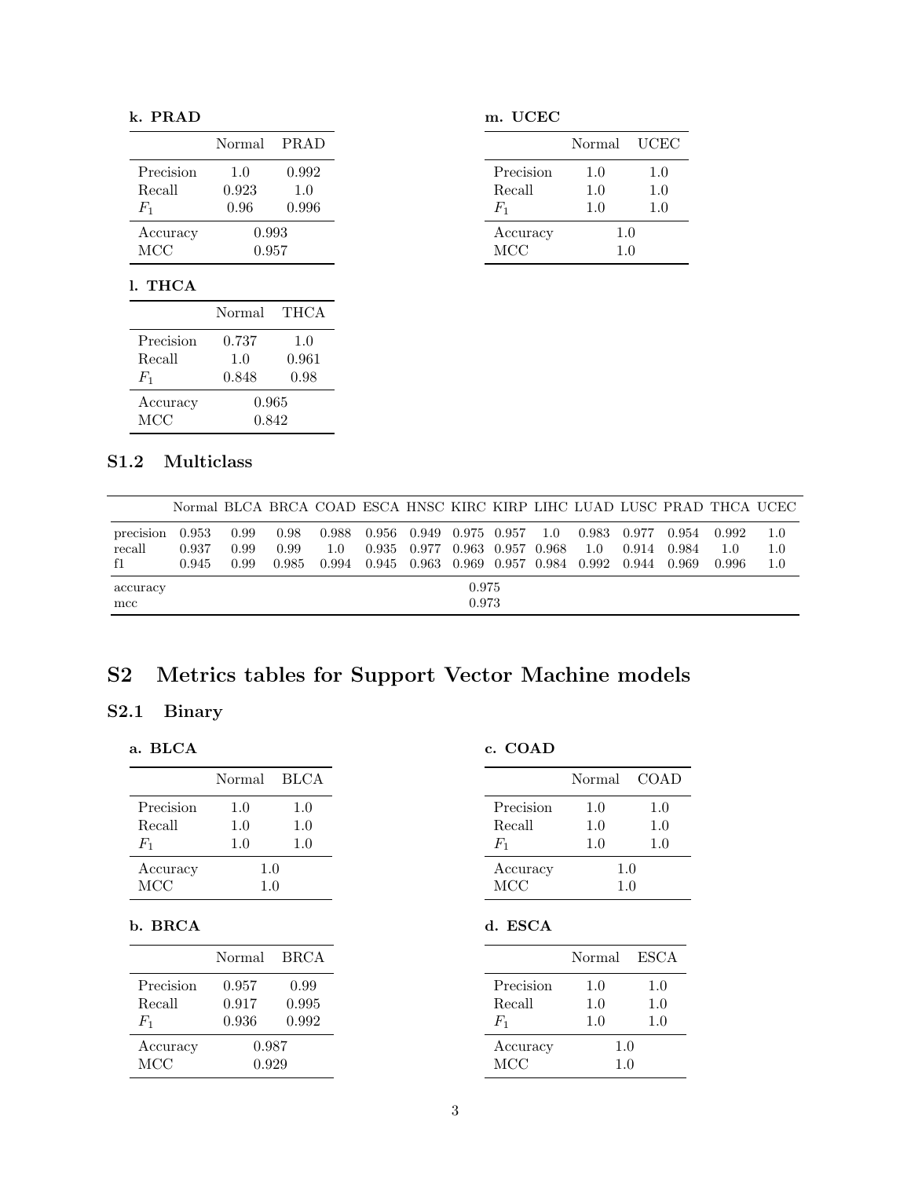**k. PRAD**

| | Normal | PRAD |
|---|---|---|
| Precision | 1.0 | 0.992 |
| Recall | 0.923 | 1.0 |
| $F_1$ | 0.96 | 0.996 |
| Accuracy | 0.993 | |
| MCC | 0.957 | |

**l. THCA**

| | Normal | THCA |
|---|---|---|
| Precision | 0.737 | 1.0 |
| Recall | 1.0 | 0.961 |
| $F_1$ | 0.848 | 0.98 |
| Accuracy | 0.965 | |
| MCC | 0.842 | |

**m. UCEC**

| | Normal | UCEC |
|---|---|---|
| Precision | 1.0 | 1.0 |
| Recall | 1.0 | 1.0 |
| $F_1$ | 1.0 | 1.0 |
| Accuracy | 1.0 | |
| MCC | 1.0 | |

## S1.2 Multiclass

| | Normal | BLCA | BRCA | COAD | ESCA | HNSC | KIRC | KIRP | LIHC | LUAD | LUSC | PRAD | THCA | UCEC |
|---|---|---|---|---|---|---|---|---|---|---|---|---|---|---|
| precision | 0.953 | 0.99 | 0.98 | 0.988 | 0.956 | 0.949 | 0.975 | 0.957 | 1.0 | 0.983 | 0.977 | 0.954 | 0.992 | 1.0 |
| recall | 0.937 | 0.99 | 0.99 | 1.0 | 0.935 | 0.977 | 0.963 | 0.957 | 0.968 | 1.0 | 0.914 | 0.984 | 1.0 | 1.0 |
| f1 | 0.945 | 0.99 | 0.985 | 0.994 | 0.945 | 0.963 | 0.969 | 0.957 | 0.984 | 0.992 | 0.944 | 0.969 | 0.996 | 1.0 |
| accuracy | 0.975 | | | | | | | | | | | | | |
| mcc | 0.973 | | | | | | | | | | | | | |

# S2 Metrics tables for Support Vector Machine models

## S2.1 Binary

**a. BLCA**

| | Normal | BLCA |
|---|---|---|
| Precision | 1.0 | 1.0 |
| Recall | 1.0 | 1.0 |
| $F_1$ | 1.0 | 1.0 |
| Accuracy | 1.0 | |
| MCC | 1.0 | |

**b. BRCA**

| | Normal | BRCA |
|---|---|---|
| Precision | 0.957 | 0.99 |
| Recall | 0.917 | 0.995 |
| $F_1$ | 0.936 | 0.992 |
| Accuracy | 0.987 | |
| MCC | 0.929 | |

**c. COAD**

| | Normal | COAD |
|---|---|---|
| Precision | 1.0 | 1.0 |
| Recall | 1.0 | 1.0 |
| $F_1$ | 1.0 | 1.0 |
| Accuracy | 1.0 | |
| MCC | 1.0 | |

**d. ESCA**

| | Normal | ESCA |
|---|---|---|
| Precision | 1.0 | 1.0 |
| Recall | 1.0 | 1.0 |
| $F_1$ | 1.0 | 1.0 |
| Accuracy | 1.0 | |
| MCC | 1.0 | |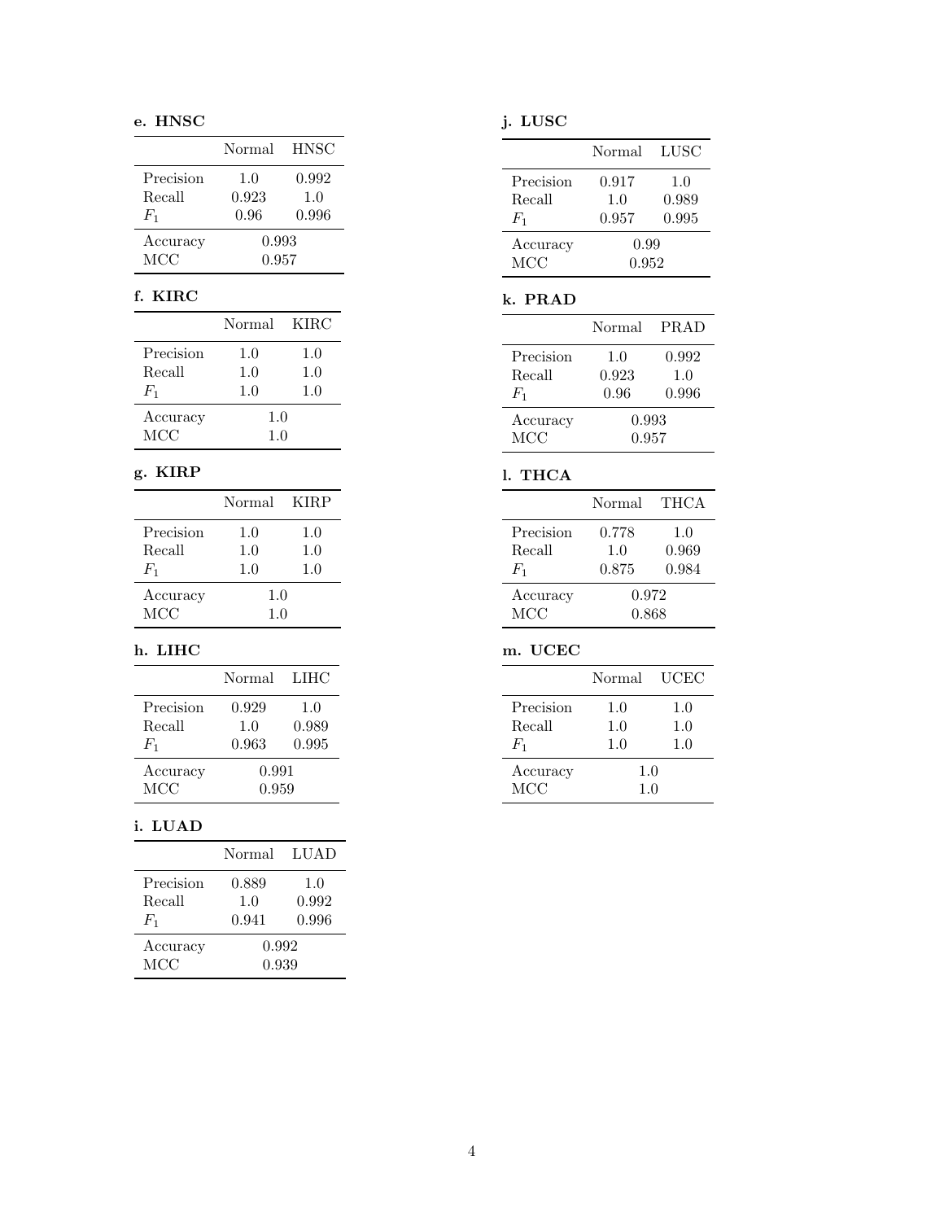**e. HNSC**

| | Normal | HNSC |
|---|---|---|
| Precision | 1.0 | 0.992 |
| Recall | 0.923 | 1.0 |
| $F_1$ | 0.96 | 0.996 |
| Accuracy | 0.993 | |
| MCC | 0.957 | |

**f. KIRC**

| | Normal | KIRC |
|---|---|---|
| Precision | 1.0 | 1.0 |
| Recall | 1.0 | 1.0 |
| $F_1$ | 1.0 | 1.0 |
| Accuracy | 1.0 | |
| MCC | 1.0 | |

**g. KIRP**

| | Normal | KIRP |
|---|---|---|
| Precision | 1.0 | 1.0 |
| Recall | 1.0 | 1.0 |
| $F_1$ | 1.0 | 1.0 |
| Accuracy | 1.0 | |
| MCC | 1.0 | |

**h. LIHC**

| | Normal | LIHC |
|---|---|---|
| Precision | 0.929 | 1.0 |
| Recall | 1.0 | 0.989 |
| $F_1$ | 0.963 | 0.995 |
| Accuracy | 0.991 | |
| MCC | 0.959 | |

**i. LUAD**

| | Normal | LUAD |
|---|---|---|
| Precision | 0.889 | 1.0 |
| Recall | 1.0 | 0.992 |
| $F_1$ | 0.941 | 0.996 |
| Accuracy | 0.992 | |
| MCC | 0.939 | |

**j. LUSC**

| | Normal | LUSC |
|---|---|---|
| Precision | 0.917 | 1.0 |
| Recall | 1.0 | 0.989 |
| $F_1$ | 0.957 | 0.995 |
| Accuracy | 0.99 | |
| MCC | 0.952 | |

**k. PRAD**

| | Normal | PRAD |
|---|---|---|
| Precision | 1.0 | 0.992 |
| Recall | 0.923 | 1.0 |
| $F_1$ | 0.96 | 0.996 |
| Accuracy | 0.993 | |
| MCC | 0.957 | |

**l. THCA**

| | Normal | THCA |
|---|---|---|
| Precision | 0.778 | 1.0 |
| Recall | 1.0 | 0.969 |
| $F_1$ | 0.875 | 0.984 |
| Accuracy | 0.972 | |
| MCC | 0.868 | |

**m. UCEC**

| | Normal | UCEC |
|---|---|---|
| Precision | 1.0 | 1.0 |
| Recall | 1.0 | 1.0 |
| $F_1$ | 1.0 | 1.0 |
| Accuracy | 1.0 | |
| MCC | 1.0 | |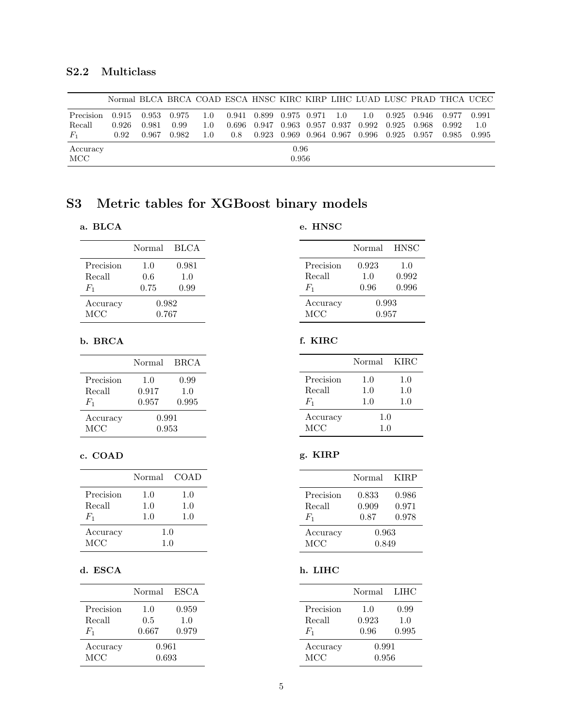### S2.2 Multiclass

| | Normal | BLCA | BRCA | COAD | ESCA | HNSC | KIRC | KIRP | LIHC | LUAD | LUSC | PRAD | THCA | UCEC |
|---|---|---|---|---|---|---|---|---|---|---|---|---|---|---|
| Precision | 0.915 | 0.953 | 0.975 | 1.0 | 0.941 | 0.899 | 0.975 | 0.971 | 1.0 | 1.0 | 0.925 | 0.946 | 0.977 | 0.991 |
| Recall | 0.926 | 0.981 | 0.99 | 1.0 | 0.696 | 0.947 | 0.963 | 0.957 | 0.937 | 0.992 | 0.925 | 0.968 | 0.992 | 1.0 |
| $F_1$ | 0.92 | 0.967 | 0.982 | 1.0 | 0.8 | 0.923 | 0.969 | 0.964 | 0.967 | 0.996 | 0.925 | 0.957 | 0.985 | 0.995 |
| Accuracy | 0.96 | | | | | | | | | | | | | |
| MCC | 0.956 | | | | | | | | | | | | | |

## S3 Metric tables for XGBoost binary models

**a. BLCA**

| | Normal | BLCA |
|---|---|---|
| Precision | 1.0 | 0.981 |
| Recall | 0.6 | 1.0 |
| $F_1$ | 0.75 | 0.99 |
| Accuracy | 0.982 | |
| MCC | 0.767 | |

**b. BRCA**

| | Normal | BRCA |
|---|---|---|
| Precision | 1.0 | 0.99 |
| Recall | 0.917 | 1.0 |
| $F_1$ | 0.957 | 0.995 |
| Accuracy | 0.991 | |
| MCC | 0.953 | |

**c. COAD**

| | Normal | COAD |
|---|---|---|
| Precision | 1.0 | 1.0 |
| Recall | 1.0 | 1.0 |
| $F_1$ | 1.0 | 1.0 |
| Accuracy | 1.0 | |
| MCC | 1.0 | |

**d. ESCA**

| | Normal | ESCA |
|---|---|---|
| Precision | 1.0 | 0.959 |
| Recall | 0.5 | 1.0 |
| $F_1$ | 0.667 | 0.979 |
| Accuracy | 0.961 | |
| MCC | 0.693 | |

**e. HNSC**

| | Normal | HNSC |
|---|---|---|
| Precision | 0.923 | 1.0 |
| Recall | 1.0 | 0.992 |
| $F_1$ | 0.96 | 0.996 |
| Accuracy | 0.993 | |
| MCC | 0.957 | |

**f. KIRC**

| | Normal | KIRC |
|---|---|---|
| Precision | 1.0 | 1.0 |
| Recall | 1.0 | 1.0 |
| $F_1$ | 1.0 | 1.0 |
| Accuracy | 1.0 | |
| MCC | 1.0 | |

**g. KIRP**

| | Normal | KIRP |
|---|---|---|
| Precision | 0.833 | 0.986 |
| Recall | 0.909 | 0.971 |
| $F_1$ | 0.87 | 0.978 |
| Accuracy | 0.963 | |
| MCC | 0.849 | |

**h. LIHC**

| | Normal | LIHC |
|---|---|---|
| Precision | 1.0 | 0.99 |
| Recall | 0.923 | 1.0 |
| $F_1$ | 0.96 | 0.995 |
| Accuracy | 0.991 | |
| MCC | 0.956 | |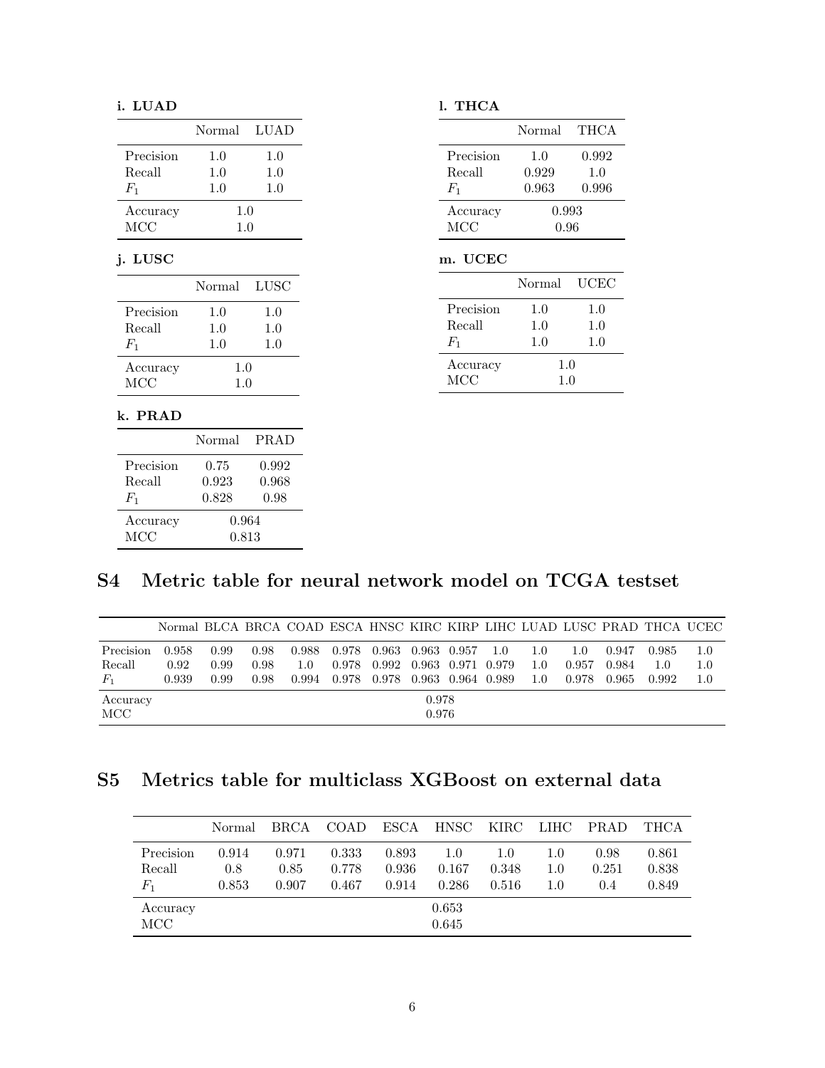**i. LUAD**

| | Normal | LUAD |
|---|---|---|
| Precision | 1.0 | 1.0 |
| Recall | 1.0 | 1.0 |
| $F_1$ | 1.0 | 1.0 |
| Accuracy | 1.0 | |
| MCC | 1.0 | |

**j. LUSC**

| | Normal | LUSC |
|---|---|---|
| Precision | 1.0 | 1.0 |
| Recall | 1.0 | 1.0 |
| $F_1$ | 1.0 | 1.0 |
| Accuracy | 1.0 | |
| MCC | 1.0 | |

**k. PRAD**

| | Normal | PRAD |
|---|---|---|
| Precision | 0.75 | 0.992 |
| Recall | 0.923 | 0.968 |
| $F_1$ | 0.828 | 0.98 |
| Accuracy | 0.964 | |
| MCC | 0.813 | |

**l. THCA**

| | Normal | THCA |
|---|---|---|
| Precision | 1.0 | 0.992 |
| Recall | 0.929 | 1.0 |
| $F_1$ | 0.963 | 0.996 |
| Accuracy | 0.993 | |
| MCC | 0.96 | |

**m. UCEC**

| | Normal | UCEC |
|---|---|---|
| Precision | 1.0 | 1.0 |
| Recall | 1.0 | 1.0 |
| $F_1$ | 1.0 | 1.0 |
| Accuracy | 1.0 | |
| MCC | 1.0 | |

## S4 Metric table for neural network model on TCGA testset

| | Normal | BLCA | BRCA | COAD | ESCA | HNSC | KIRC | KIRP | LIHC | LUAD | LUSC | PRAD | THCA | UCEC |
|---|---|---|---|---|---|---|---|---|---|---|---|---|---|---|
| Precision | 0.958 | 0.99 | 0.98 | 0.988 | 0.978 | 0.963 | 0.963 | 0.957 | 1.0 | 1.0 | 1.0 | 0.947 | 0.985 | 1.0 |
| Recall | 0.92 | 0.99 | 0.98 | 1.0 | 0.978 | 0.992 | 0.963 | 0.971 | 0.979 | 1.0 | 0.957 | 0.984 | 1.0 | 1.0 |
| $F_1$ | 0.939 | 0.99 | 0.98 | 0.994 | 0.978 | 0.978 | 0.963 | 0.964 | 0.989 | 1.0 | 0.978 | 0.965 | 0.992 | 1.0 |
| Accuracy | 0.978 | | | | | | | | | | | | | |
| MCC | 0.976 | | | | | | | | | | | | | |

## S5 Metrics table for multiclass XGBoost on external data

| | Normal | BRCA | COAD | ESCA | HNSC | KIRC | LIHC | PRAD | THCA |
|---|---|---|---|---|---|---|---|---|---|
| Precision | 0.914 | 0.971 | 0.333 | 0.893 | 1.0 | 1.0 | 1.0 | 0.98 | 0.861 |
| Recall | 0.8 | 0.85 | 0.778 | 0.936 | 0.167 | 0.348 | 1.0 | 0.251 | 0.838 |
| $F_1$ | 0.853 | 0.907 | 0.467 | 0.914 | 0.286 | 0.516 | 1.0 | 0.4 | 0.849 |
| Accuracy | 0.653 | | | | | | | | |
| MCC | 0.645 | | | | | | | | |